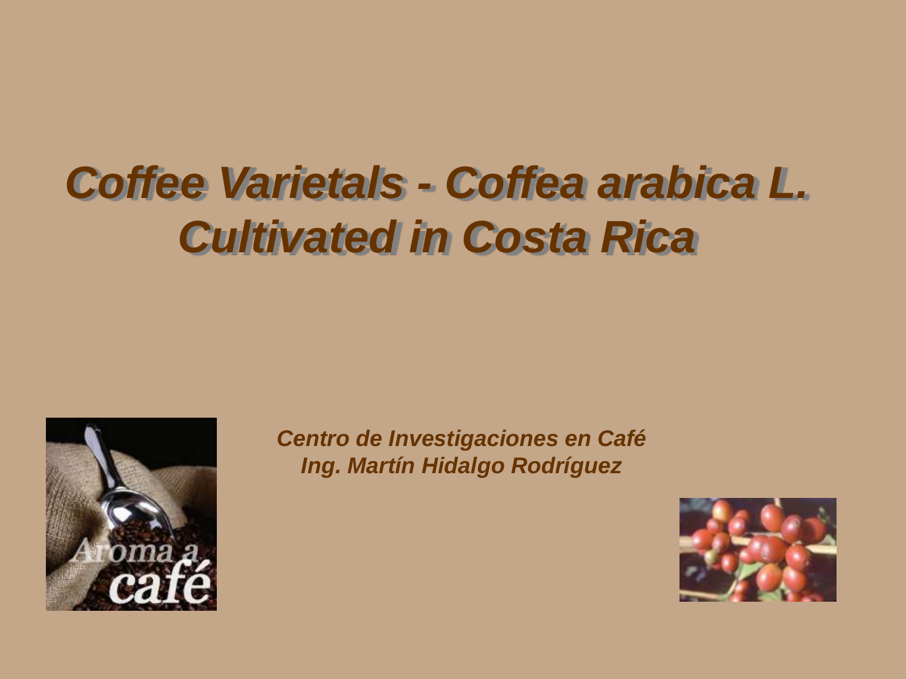# *Coffee Varietals - Coffea arabica L. Cultivated in Costa Rica*

***Centro de Investigaciones en Café***
***Ing. Martín Hidalgo Rodríguez***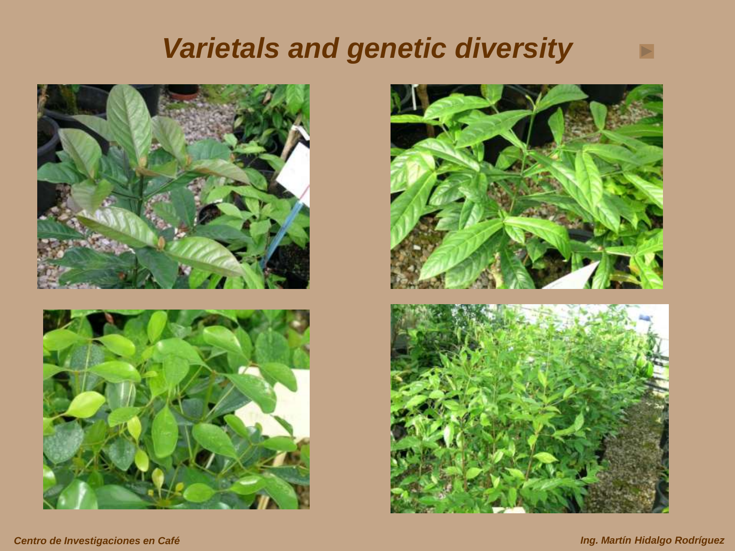# *Varietals and genetic diversity*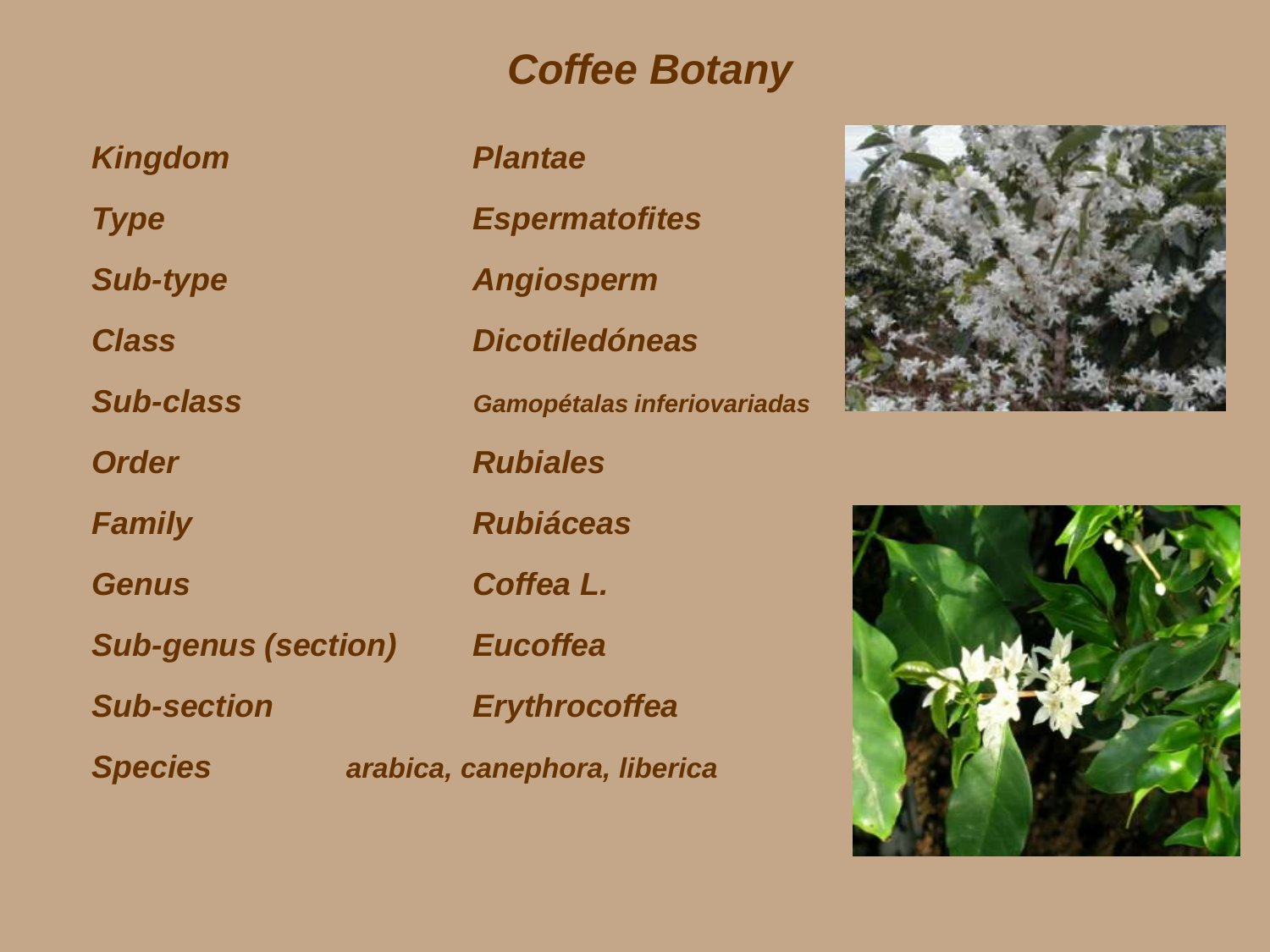# *Coffee Botany*

| | |
|---|---|
| ***Kingdom*** | ***Plantae*** |
| ***Type*** | ***Espermatofites*** |
| ***Sub-type*** | ***Angiosperm*** |
| ***Class*** | ***Dicotiledóneas*** |
| ***Sub-class*** | ***Gamopétalas inferiovariadas*** |
| ***Order*** | ***Rubiales*** |
| ***Family*** | ***Rubiáceas*** |
| ***Genus*** | ***Coffea L.*** |
| ***Sub-genus (section)*** | ***Eucoffea*** |
| ***Sub-section*** | ***Erythrocoffea*** |
| ***Species*** | ***arabica, canephora, liberica*** |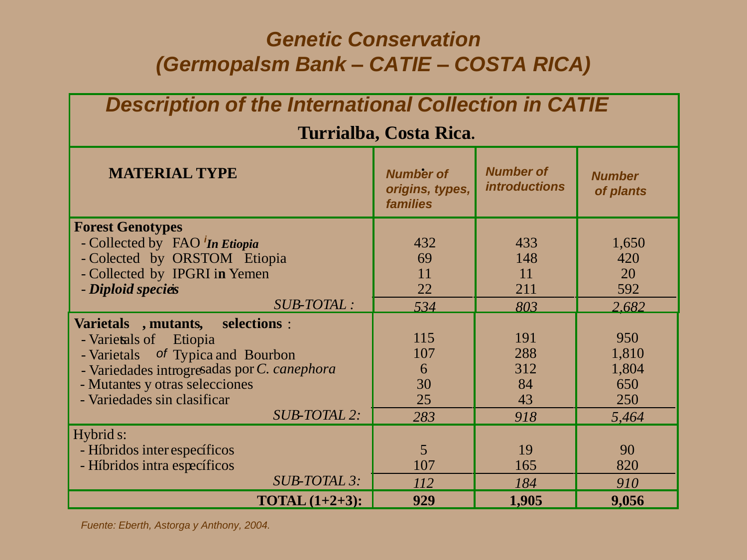# Genetic Conservation
# (Germopalsm Bank – CATIE – COSTA RICA)

## Description of the International Collection in CATIE

**Turrialba, Costa Rica.**

| MATERIAL TYPE | Number of origins, types, families | Number of introductions | Number of plants |
|---|---|---|---|
| **Forest Genotypes** | | | |
| - Collected by FAO ***In Etiopia*** | 432 | 433 | 1,650 |
| - Colected by ORSTOM Etiopia | 69 | 148 | 420 |
| - Collected by IPGRI in Yemen | 11 | 11 | 20 |
| - ***Diploid species*** | 22 | 211 | 592 |
| *SUB-TOTAL :* | *534* | *803* | *2,682* |
| **Varietals , mutants, selections** : | | | |
| - Varietals of Etiopia | 115 | 191 | 950 |
| - Varietals of Typica and Bourbon | 107 | 288 | 1,810 |
| - Variedades introgresadas por *C. canephora* | 6 | 312 | 1,804 |
| - Mutantes y otras selecciones | 30 | 84 | 650 |
| - Variedades sin clasificar | 25 | 43 | 250 |
| *SUB-TOTAL 2:* | *283* | *918* | *5,464* |
| Hybrids: | | | |
| - Híbridos inter específicos | 5 | 19 | 90 |
| - Híbridos intra específicos | 107 | 165 | 820 |
| *SUB-TOTAL 3:* | *112* | *184* | *910* |
| **TOTAL (1+2+3):** | **929** | **1,905** | **9,056** |

*Fuente: Eberth, Astorga y Anthony, 2004.*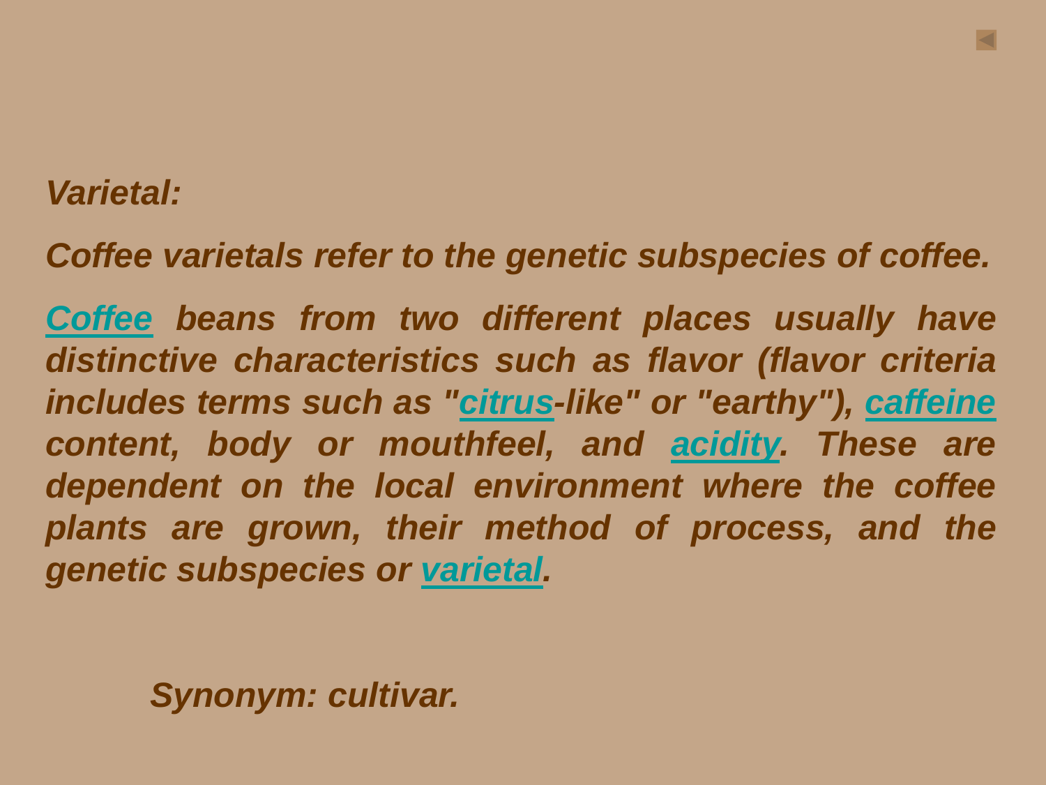***Varietal:***

***Coffee varietals refer to the genetic subspecies of coffee.***

***Coffee beans from two different places usually have distinctive characteristics such as flavor (flavor criteria includes terms such as "citrus-like" or "earthy"), caffeine content, body or mouthfeel, and acidity. These are dependent on the local environment where the coffee plants are grown, their method of process, and the genetic subspecies or varietal.***

***Synonym: cultivar.***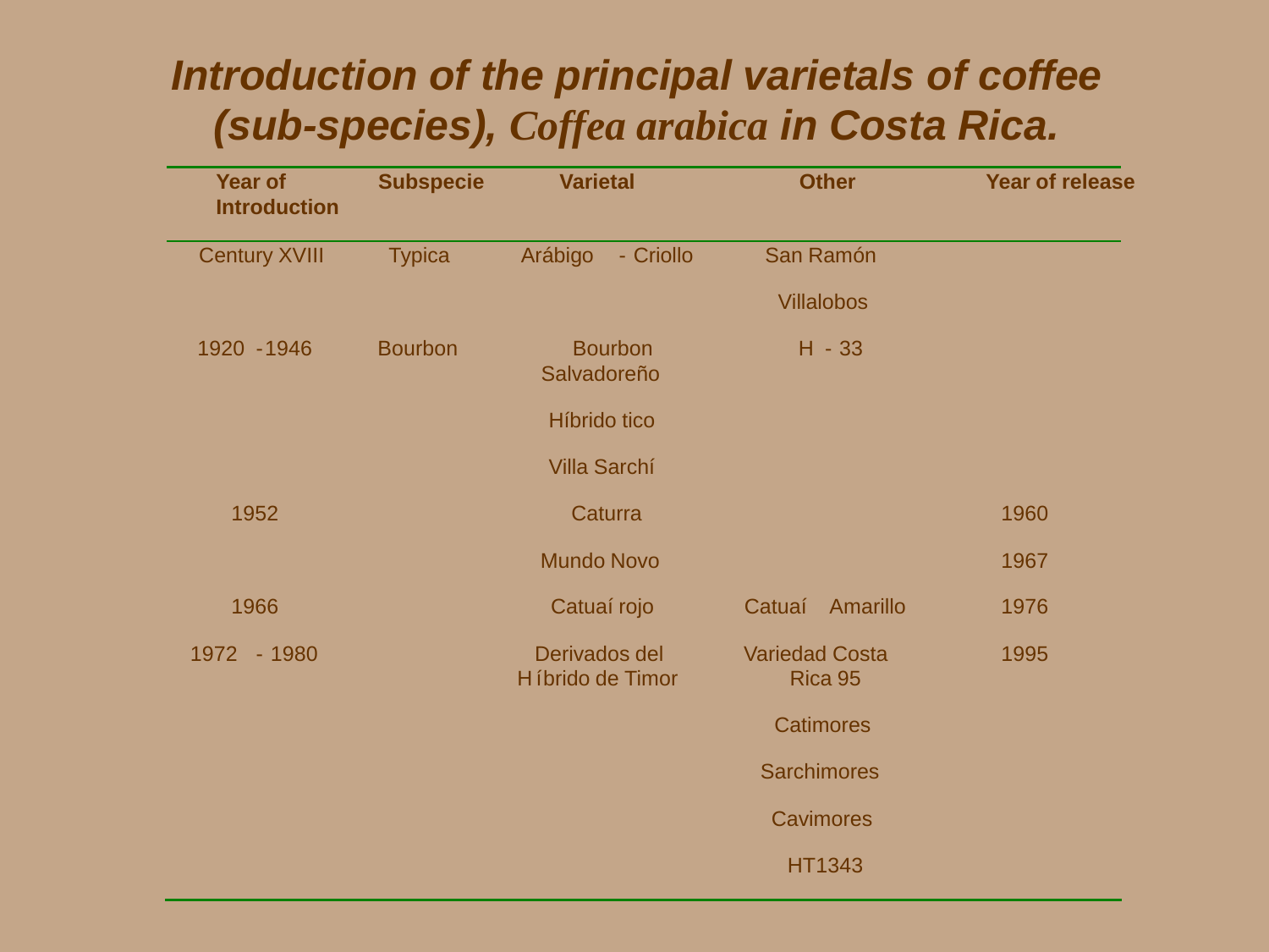# *Introduction of the principal varietals of coffee (sub-species), Coffea arabica in Costa Rica.*

| Year of Introduction | Subspecie | Varietal | Other | Year of release |
|---|---|---|---|---|
| Century XVIII | Typica | Arábigo - Criollo | San Ramón | |
| | | | Villalobos | |
| 1920 - 1946 | Bourbon | Bourbon Salvadoreño | H - 33 | |
| | | Híbrido tico | | |
| | | Villa Sarchí | | |
| 1952 | | Caturra | | 1960 |
| | | Mundo Novo | | 1967 |
| 1966 | | Catuaí rojo | Catuaí Amarillo | 1976 |
| 1972 - 1980 | | Derivados del Híbrido de Timor | Variedad Costa Rica 95 | 1995 |
| | | | Catimores | |
| | | | Sarchimores | |
| | | | Cavimores | |
| | | | HT1343 | |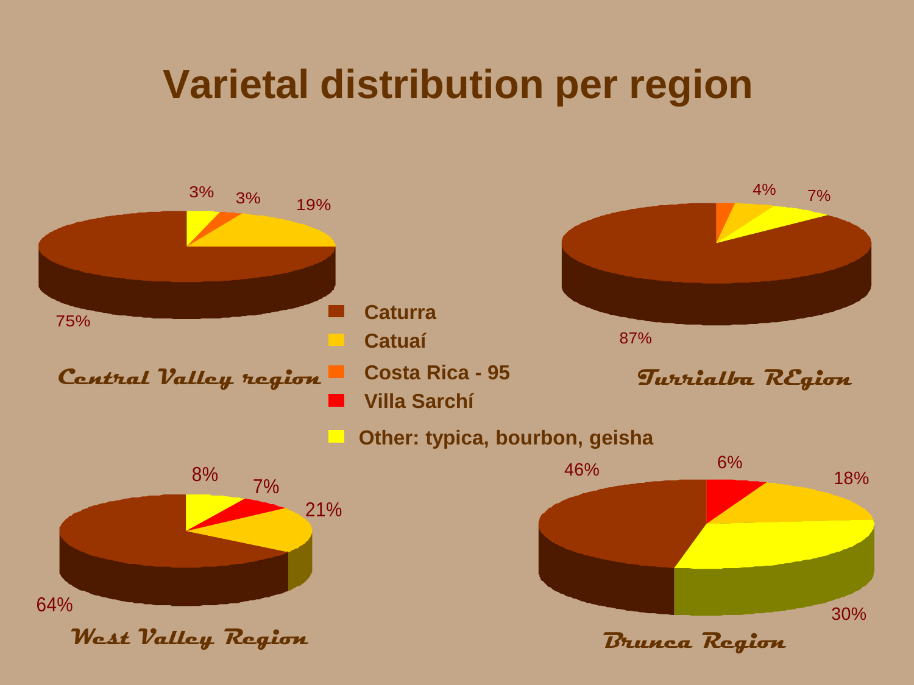# Varietal distribution per region

**Legend:**

- Caturra
- Catuaí
- Costa Rica - 95
- Villa Sarchí
- Other: typica, bourbon, geisha

***Central Valley region***

3%, 3%, 19%, 75%

***Turrialba REgion***

4%, 7%, 87%

***West Valley Region***

8%, 7%, 21%, 64%

***Brunca Region***

46%, 6%, 18%, 30%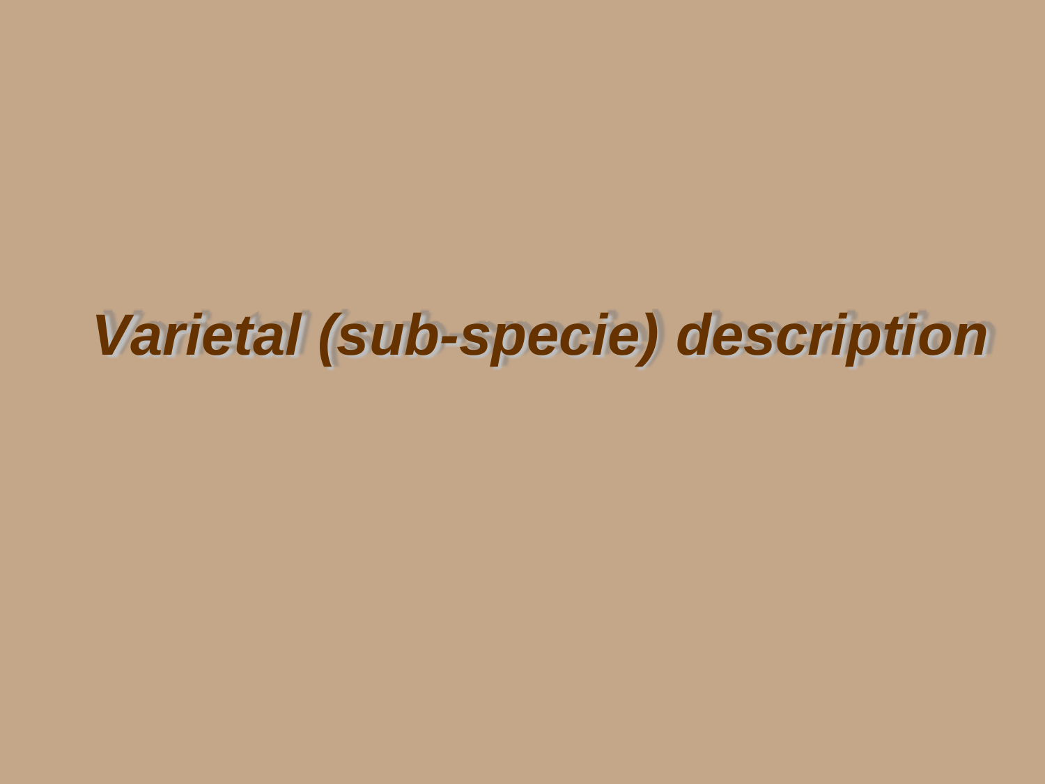# *Varietal (sub-specie) description*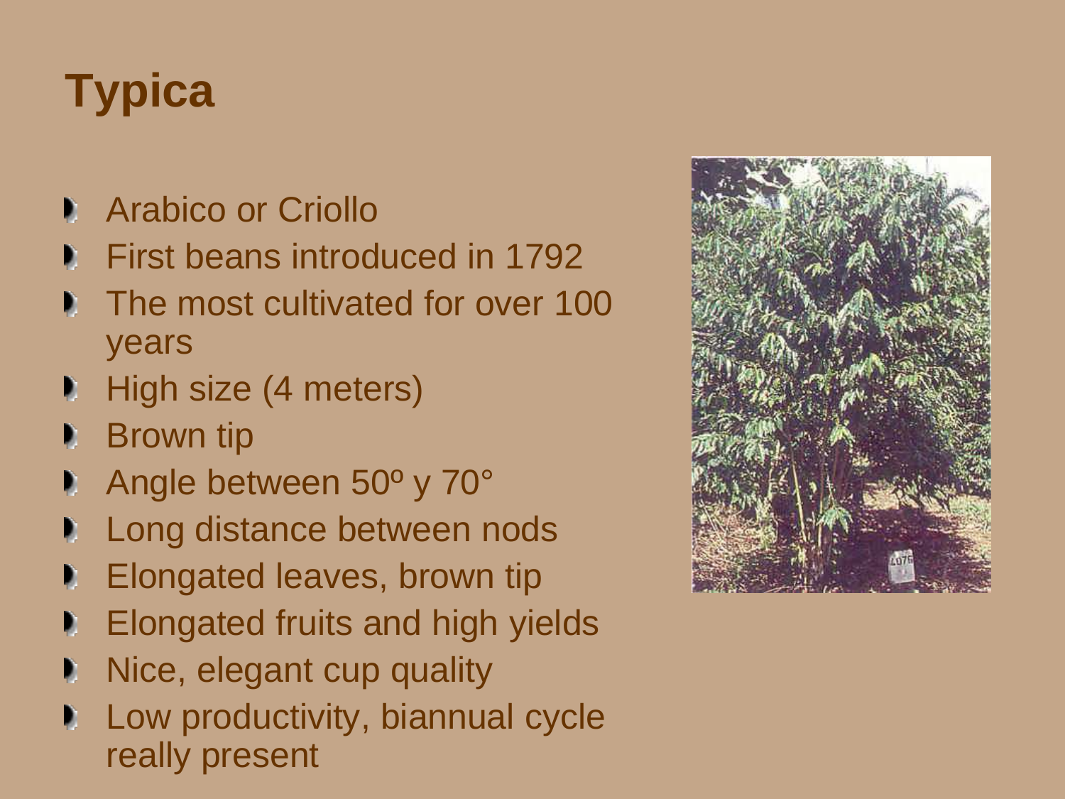# Typica

- Arabico or Criollo
- First beans introduced in 1792
- The most cultivated for over 100 years
- High size (4 meters)
- Brown tip
- Angle between 50º y 70°
- Long distance between nods
- Elongated leaves, brown tip
- Elongated fruits and high yields
- Nice, elegant cup quality
- Low productivity, biannual cycle really present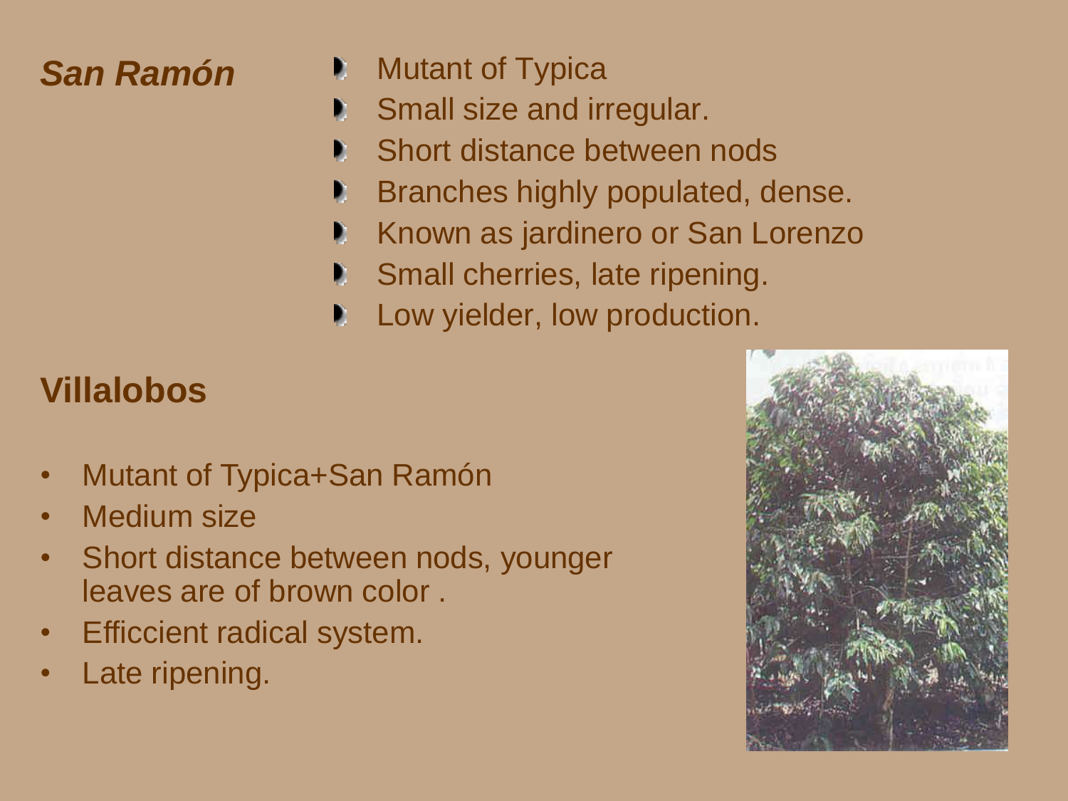## *San Ramón*

- Mutant of Typica
- Small size and irregular.
- Short distance between nods
- Branches highly populated, dense.
- Known as jardinero or San Lorenzo
- Small cherries, late ripening.
- Low yielder, low production.

## Villalobos

- Mutant of Typica+San Ramón
- Medium size
- Short distance between nods, younger leaves are of brown color .
- Efficcient radical system.
- Late ripening.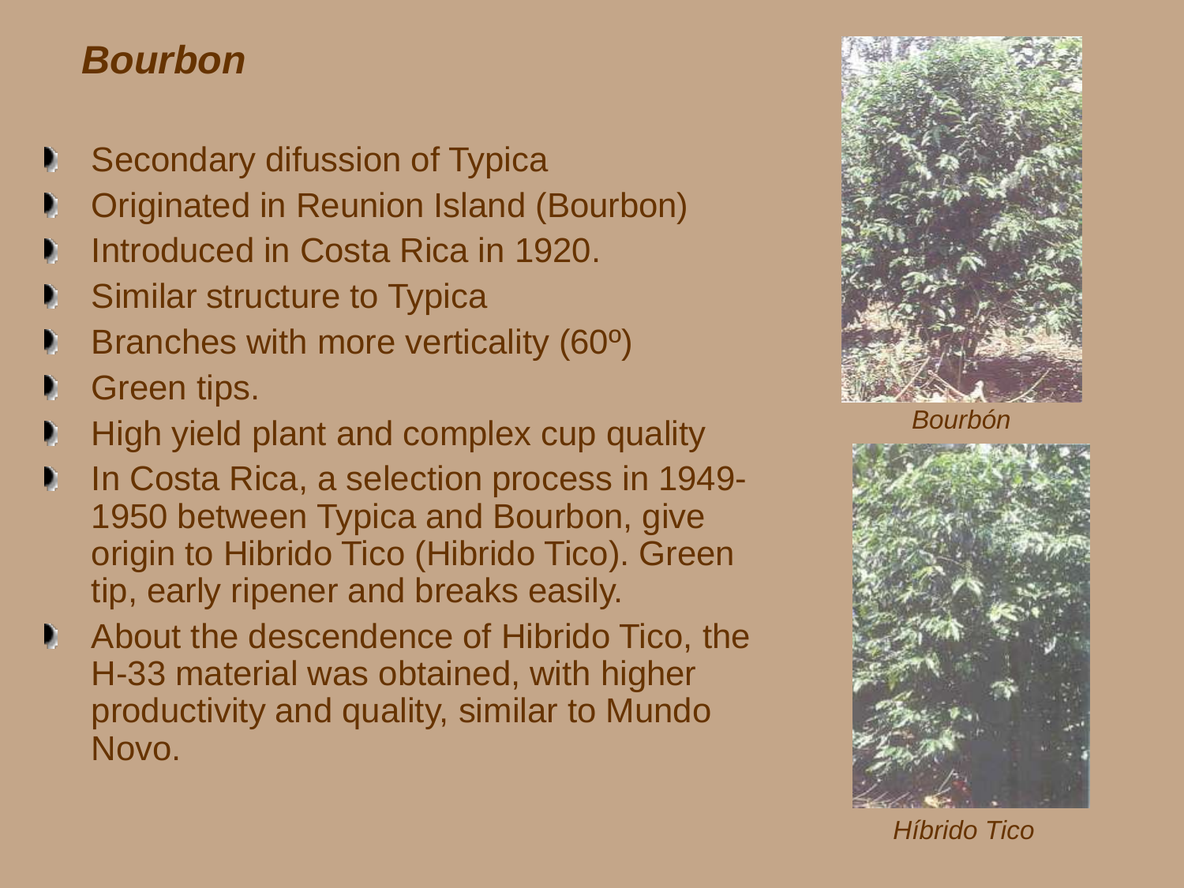## *Bourbon*

- Secondary difussion of Typica
- Originated in Reunion Island (Bourbon)
- Introduced in Costa Rica in 1920.
- Similar structure to Typica
- Branches with more verticality (60º)
- Green tips.
- High yield plant and complex cup quality
- In Costa Rica, a selection process in 1949-1950 between Typica and Bourbon, give origin to Hibrido Tico (Hibrido Tico). Green tip, early ripener and breaks easily.
- About the descendence of Hibrido Tico, the H-33 material was obtained, with higher productivity and quality, similar to Mundo Novo.

*Bourbón*

*Híbrido Tico*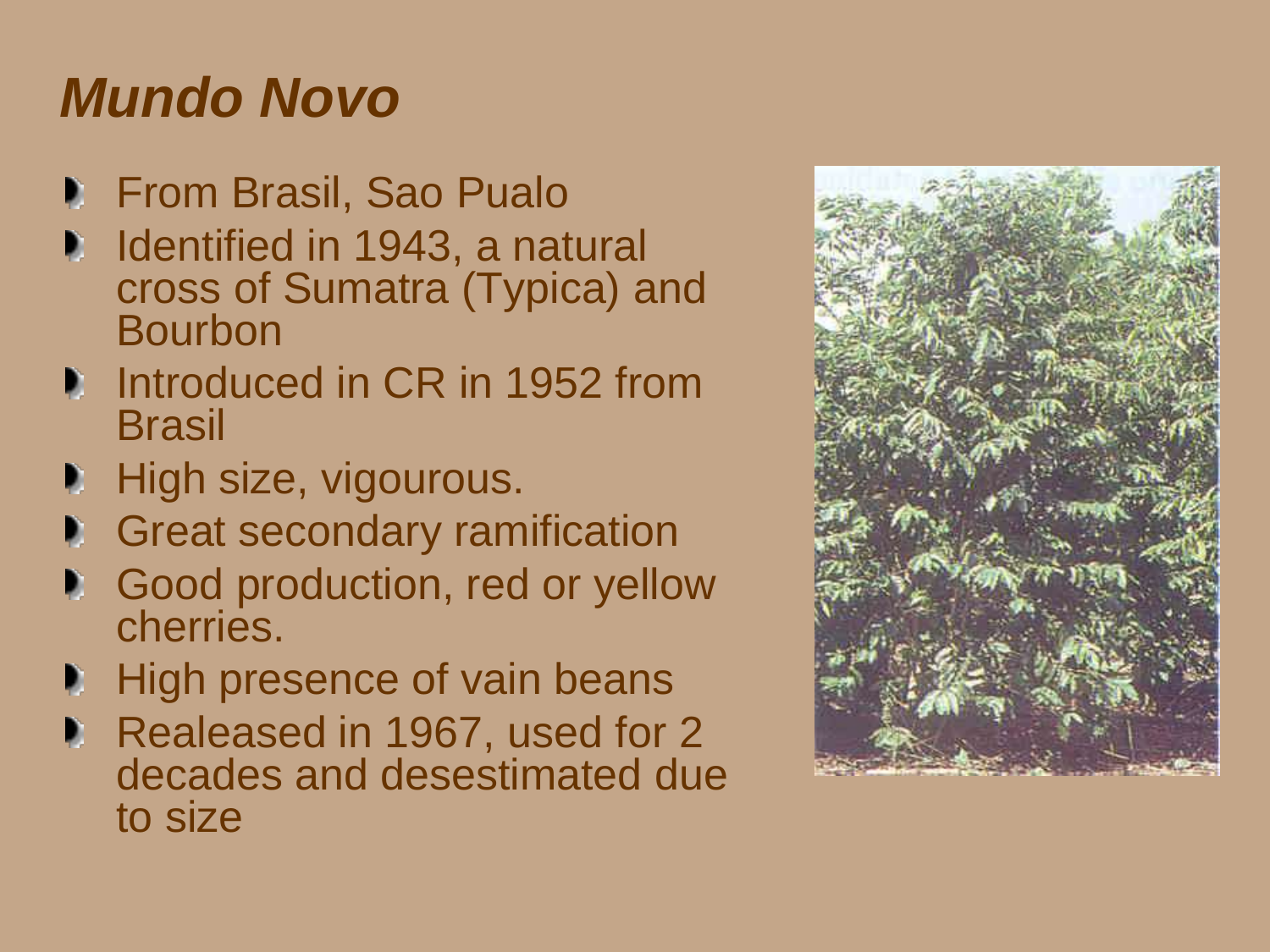# *Mundo Novo*

- From Brasil, Sao Pualo
- Identified in 1943, a natural cross of Sumatra (Typica) and Bourbon
- Introduced in CR in 1952 from Brasil
- High size, vigourous.
- Great secondary ramification
- Good production, red or yellow cherries.
- High presence of vain beans
- Realeased in 1967, used for 2 decades and desestimated due to size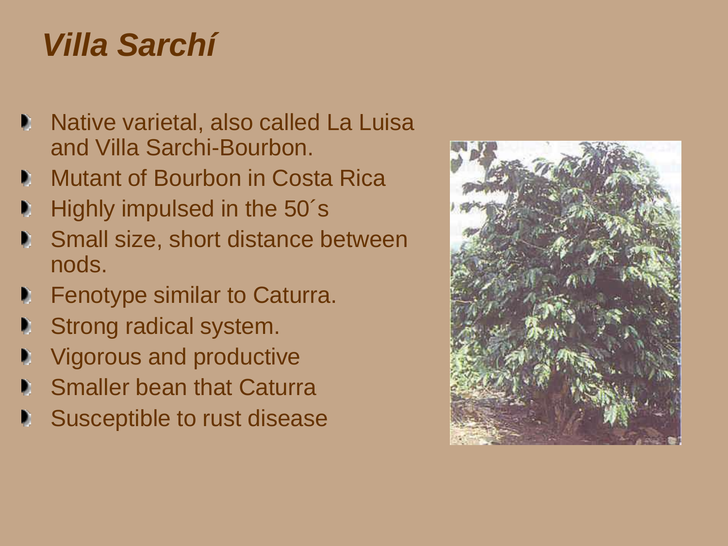# *Villa Sarchí*

- Native varietal, also called La Luisa and Villa Sarchi-Bourbon.
- Mutant of Bourbon in Costa Rica
- Highly impulsed in the 50´s
- Small size, short distance between nods.
- Fenotype similar to Caturra.
- Strong radical system.
- Vigorous and productive
- Smaller bean that Caturra
- Susceptible to rust disease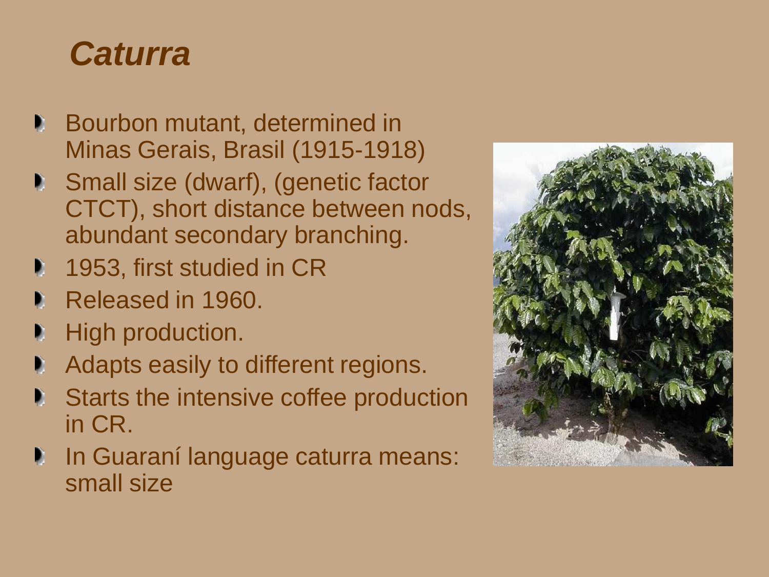# *Caturra*

- Bourbon mutant, determined in Minas Gerais, Brasil (1915-1918)
- Small size (dwarf), (genetic factor CTCT), short distance between nods, abundant secondary branching.
- 1953, first studied in CR
- Released in 1960.
- High production.
- Adapts easily to different regions.
- Starts the intensive coffee production in CR.
- In Guaraní language caturra means: small size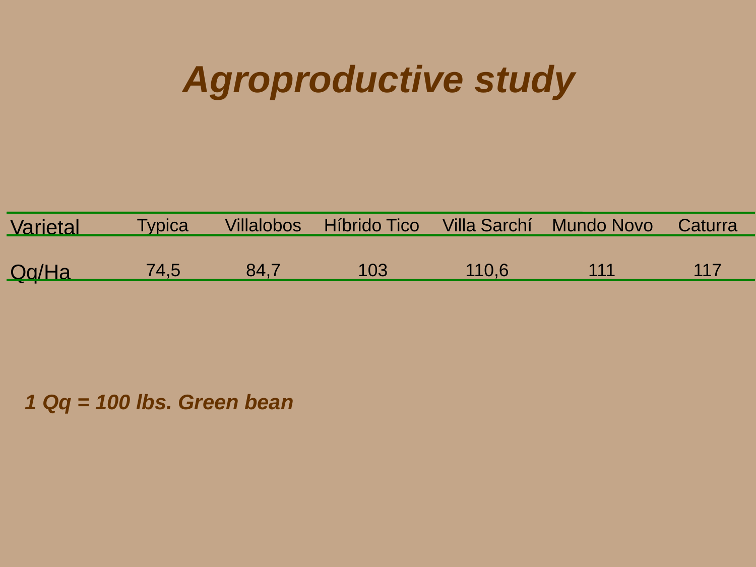# *Agroproductive study*

| Varietal | Typica | Villalobos | Híbrido Tico | Villa Sarchí | Mundo Novo | Caturra |
|---|---|---|---|---|---|---|
| Qq/Ha | 74,5 | 84,7 | 103 | 110,6 | 111 | 117 |

***1 Qq = 100 lbs. Green bean***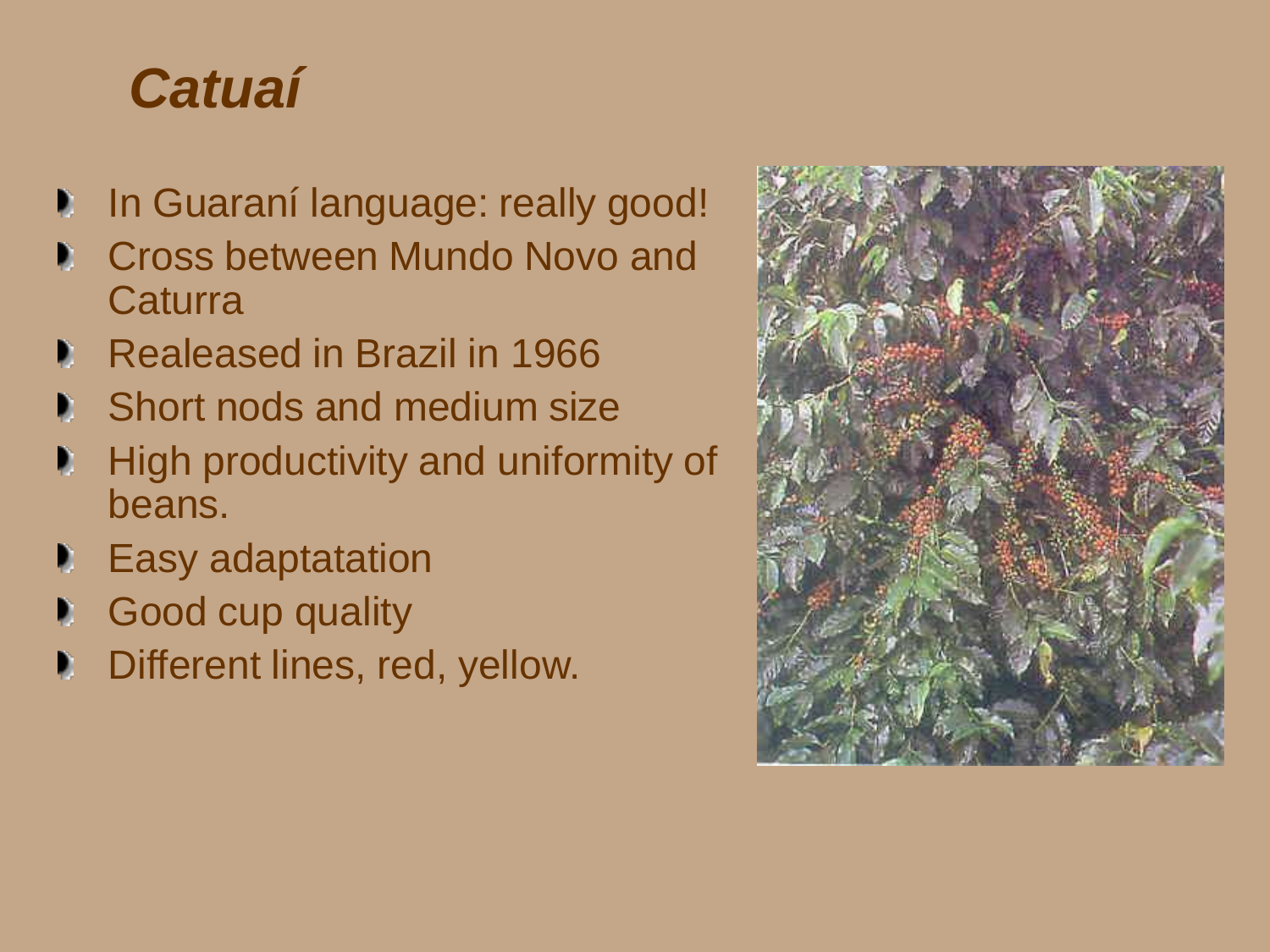# *Catuaí*

- In Guaraní language: really good!
- Cross between Mundo Novo and Caturra
- Realeased in Brazil in 1966
- Short nods and medium size
- High productivity and uniformity of beans.
- Easy adaptatation
- Good cup quality
- Different lines, red, yellow.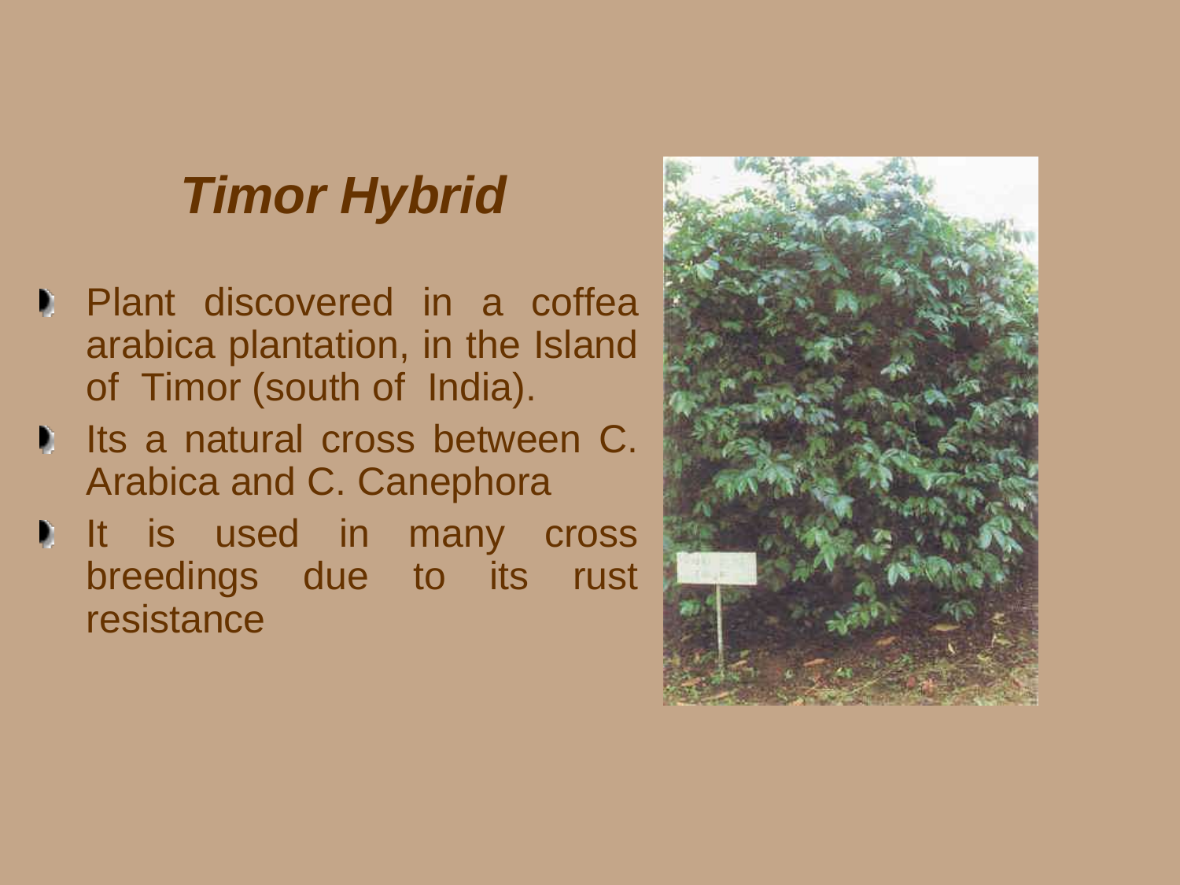# *Timor Hybrid*

- Plant discovered in a coffea arabica plantation, in the Island of Timor (south of India).
- Its a natural cross between C. Arabica and C. Canephora
- It is used in many cross breedings due to its rust resistance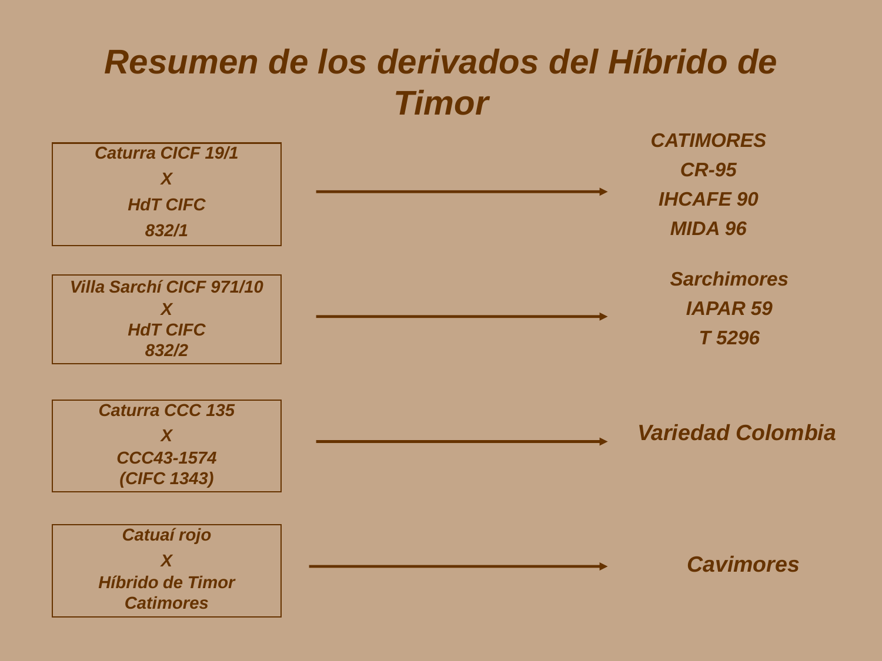# Resumen de los derivados del Híbrido de Timor

| Cruzamiento | | Derivados |
|---|---|---|
| *Caturra CIFC 19/1 X HdT CIFC 832/1* | → | *CATIMORES* *CR-95* *IHCAFE 90* *MIDA 96* |
| *Villa Sarchí CICF 971/10 X HdT CIFC 832/2* | → | *Sarchimores* *IAPAR 59* *T 5296* |
| *Caturra CCC 135 X CCC43-1574 (CIFC 1343)* | → | *Variedad Colombia* |
| *Catuaí rojo X Híbrido de Timor Catimores* | → | *Cavimores* |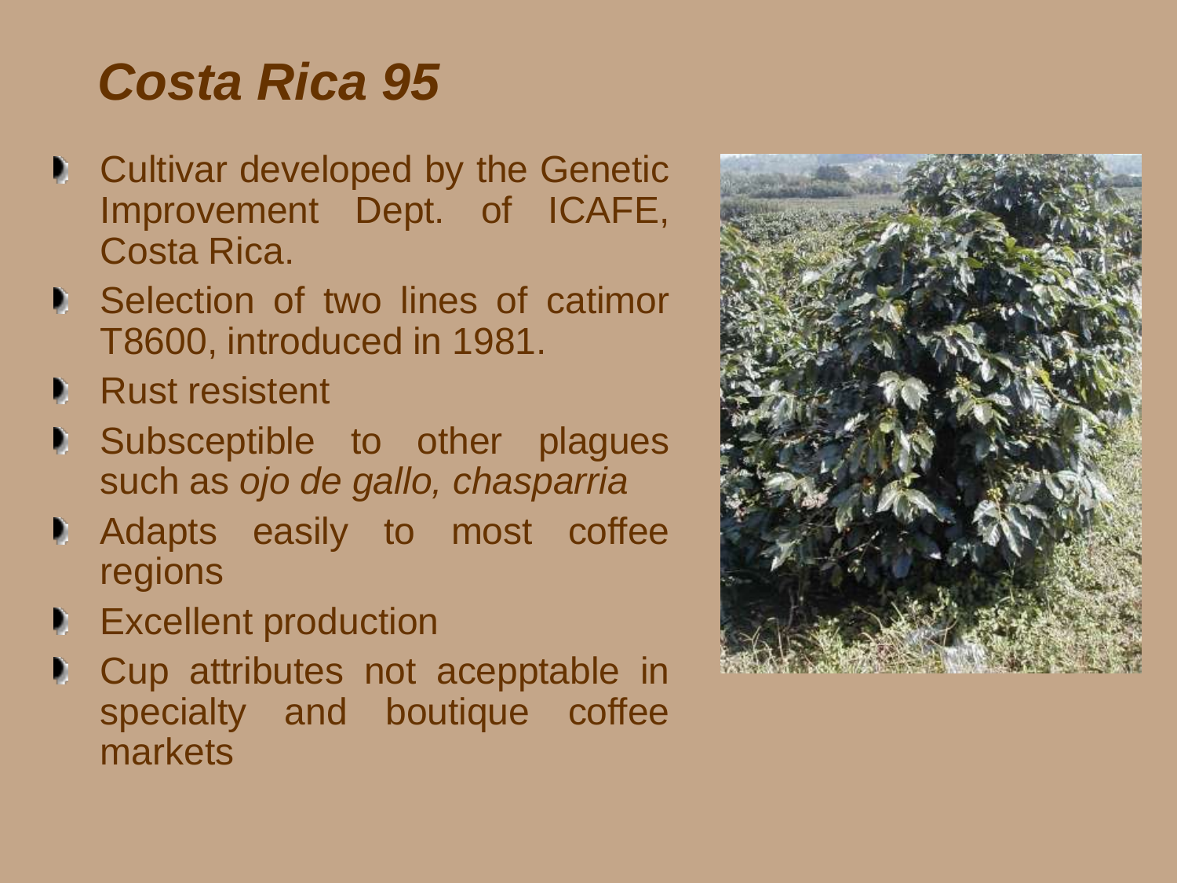# *Costa Rica 95*

- Cultivar developed by the Genetic Improvement Dept. of ICAFE, Costa Rica.
- Selection of two lines of catimor T8600, introduced in 1981.
- Rust resistent
- Subsceptible to other plagues such as *ojo de gallo, chasparria*
- Adapts easily to most coffee regions
- Excellent production
- Cup attributes not acepptable in specialty and boutique coffee markets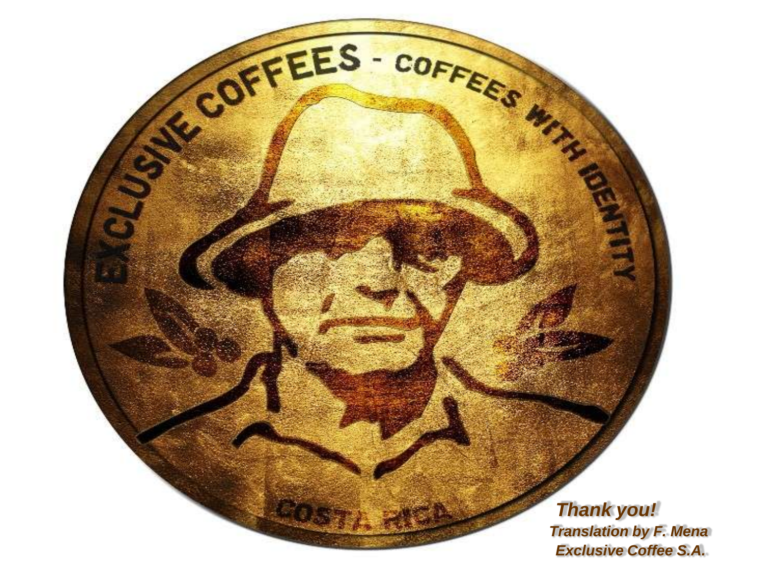EXCLUSIVE COFFEES - COFFEES WITH IDENTITY

COSTA RICA

***Thank you!***

***Translation by F. Mena***

***Exclusive Coffee S.A.***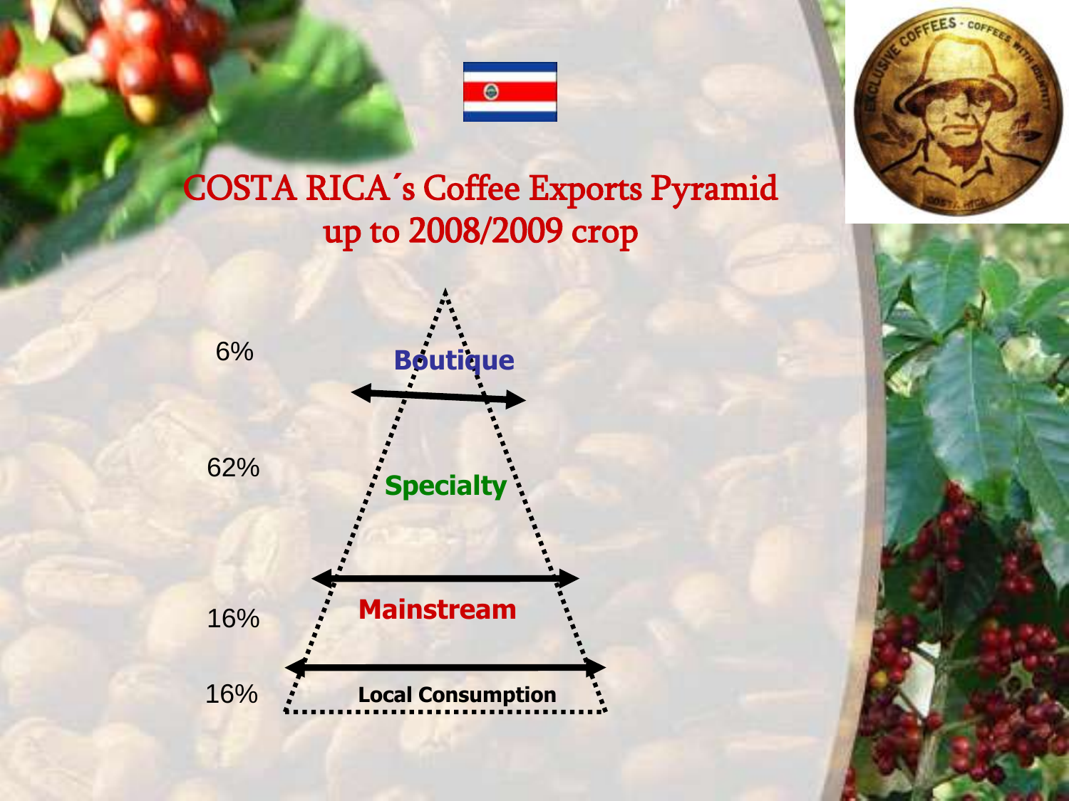# COSTA RICA´s Coffee Exports Pyramid up to 2008/2009 crop

| Share | Segment |
| --- | --- |
| 6% | Boutique |
| 62% | Specialty |
| 16% | Mainstream |
| 16% | Local Consumption |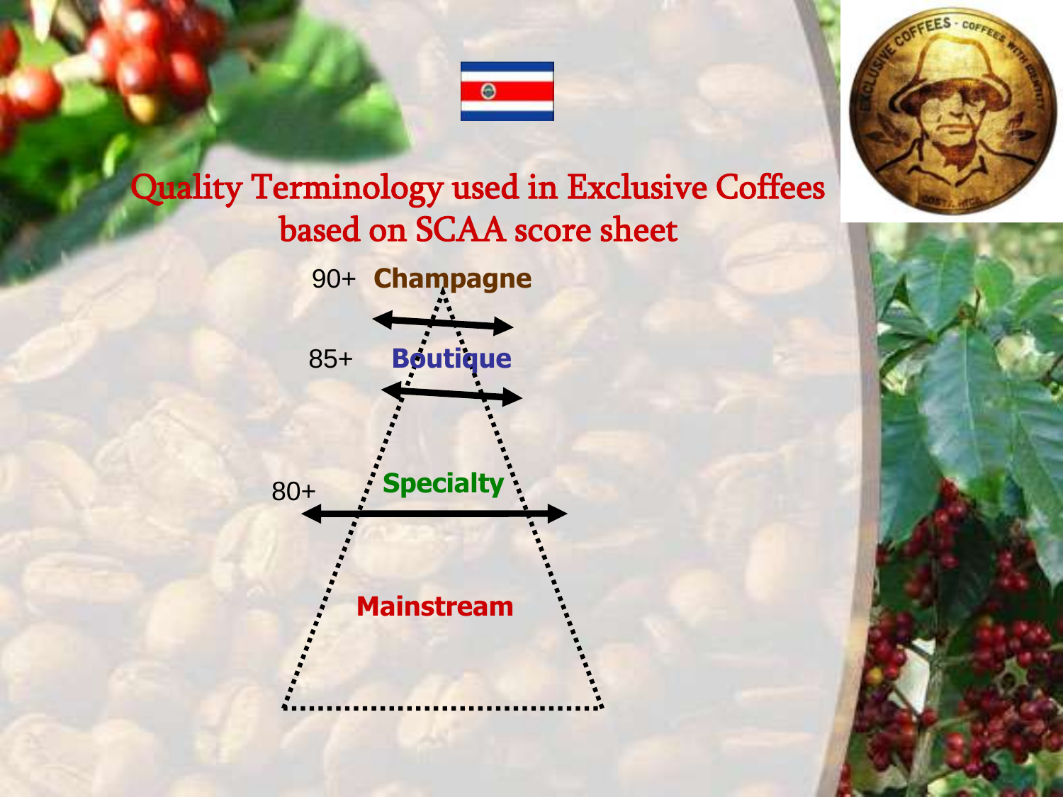# Quality Terminology used in Exclusive Coffees based on SCAA score sheet

90+ Champagne

85+ Boutique

80+ Specialty

Mainstream